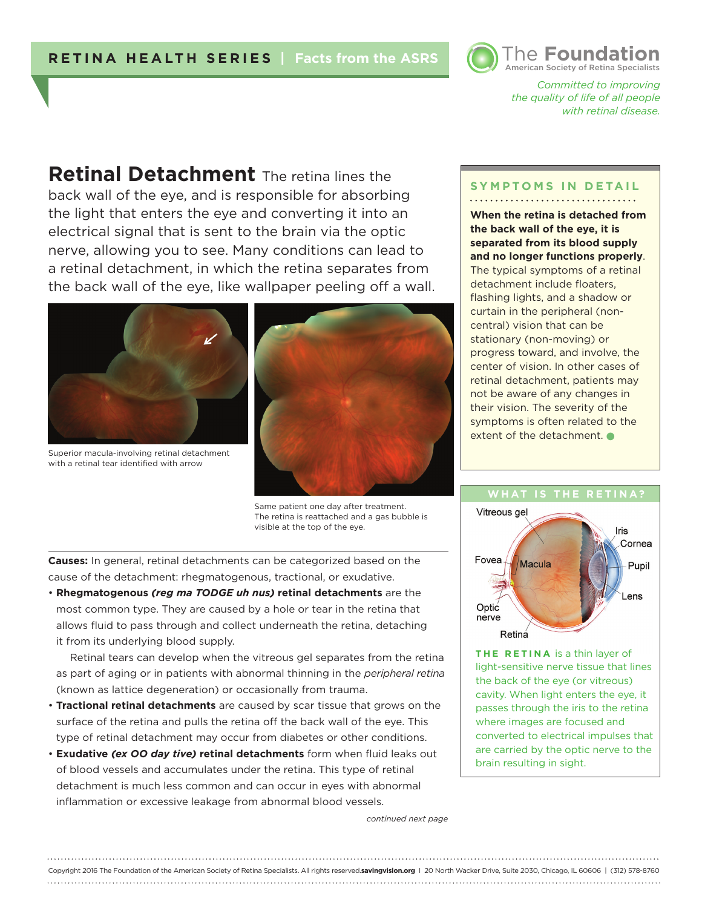RETINA HEALTH SERIES | Facts from the ASRS

The Foundation
American Society of Retina Specialists

*Committed to improving the quality of life of all people with retinal disease.*

# Retinal Detachment

The retina lines the back wall of the eye, and is responsible for absorbing the light that enters the eye and converting it into an electrical signal that is sent to the brain via the optic nerve, allowing you to see. Many conditions can lead to a retinal detachment, in which the retina separates from the back wall of the eye, like wallpaper peeling off a wall.

Superior macula-involving retinal detachment with a retinal tear identified with arrow

Same patient one day after treatment. The retina is reattached and a gas bubble is visible at the top of the eye.

**Causes:** In general, retinal detachments can be categorized based on the cause of the detachment: rhegmatogenous, tractional, or exudative.

- **Rhegmatogenous *(reg ma TODGE uh nus)* retinal detachments** are the most common type. They are caused by a hole or tear in the retina that allows fluid to pass through and collect underneath the retina, detaching it from its underlying blood supply.

  Retinal tears can develop when the vitreous gel separates from the retina as part of aging or in patients with abnormal thinning in the *peripheral retina* (known as lattice degeneration) or occasionally from trauma.

- **Tractional retinal detachments** are caused by scar tissue that grows on the surface of the retina and pulls the retina off the back wall of the eye. This type of retinal detachment may occur from diabetes or other conditions.

- **Exudative *(ex OO day tive)* retinal detachments** form when fluid leaks out of blood vessels and accumulates under the retina. This type of retinal detachment is much less common and can occur in eyes with abnormal inflammation or excessive leakage from abnormal blood vessels.

*continued next page*

## SYMPTOMS IN DETAIL

**When the retina is detached from the back wall of the eye, it is separated from its blood supply and no longer functions properly**. The typical symptoms of a retinal detachment include floaters, flashing lights, and a shadow or curtain in the peripheral (non-central) vision that can be stationary (non-moving) or progress toward, and involve, the center of vision. In other cases of retinal detachment, patients may not be aware of any changes in their vision. The severity of the symptoms is often related to the extent of the detachment.

## WHAT IS THE RETINA?

Vitreous gel, Iris, Cornea, Fovea, Macula, Pupil, Lens, Optic nerve, Retina

**THE RETINA** is a thin layer of light-sensitive nerve tissue that lines the back of the eye (or vitreous) cavity. When light enters the eye, it passes through the iris to the retina where images are focused and converted to electrical impulses that are carried by the optic nerve to the brain resulting in sight.

Copyright 2016 The Foundation of the American Society of Retina Specialists. All rights reserved. **savingvision.org** | 20 North Wacker Drive, Suite 2030, Chicago, IL 60606 | (312) 578-8760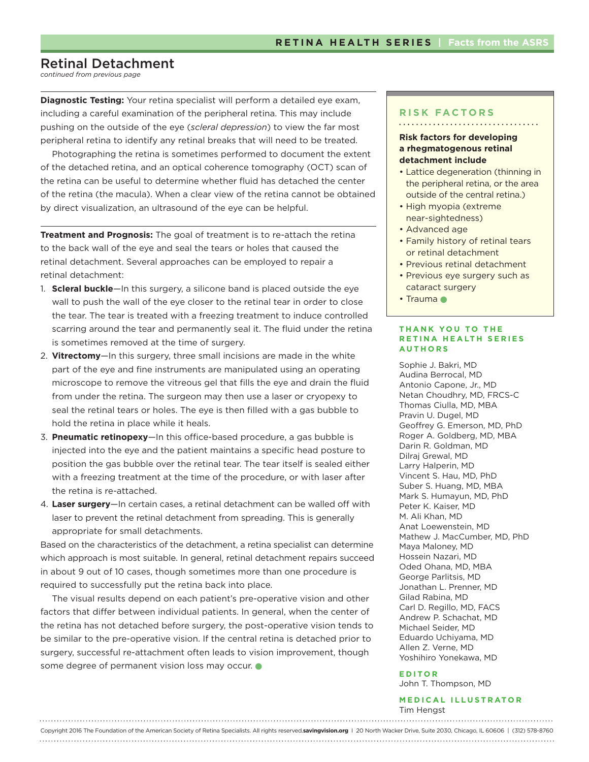# Retinal Detachment

*continued from previous page*

**Diagnostic Testing:** Your retina specialist will perform a detailed eye exam, including a careful examination of the peripheral retina. This may include pushing on the outside of the eye (*scleral depression*) to view the far most peripheral retina to identify any retinal breaks that will need to be treated.

Photographing the retina is sometimes performed to document the extent of the detached retina, and an optical coherence tomography (OCT) scan of the retina can be useful to determine whether fluid has detached the center of the retina (the macula). When a clear view of the retina cannot be obtained by direct visualization, an ultrasound of the eye can be helpful.

**Treatment and Prognosis:** The goal of treatment is to re-attach the retina to the back wall of the eye and seal the tears or holes that caused the retinal detachment. Several approaches can be employed to repair a retinal detachment:

1. **Scleral buckle**—In this surgery, a silicone band is placed outside the eye wall to push the wall of the eye closer to the retinal tear in order to close the tear. The tear is treated with a freezing treatment to induce controlled scarring around the tear and permanently seal it. The fluid under the retina is sometimes removed at the time of surgery.
2. **Vitrectomy**—In this surgery, three small incisions are made in the white part of the eye and fine instruments are manipulated using an operating microscope to remove the vitreous gel that fills the eye and drain the fluid from under the retina. The surgeon may then use a laser or cryopexy to seal the retinal tears or holes. The eye is then filled with a gas bubble to hold the retina in place while it heals.
3. **Pneumatic retinopexy**—In this office-based procedure, a gas bubble is injected into the eye and the patient maintains a specific head posture to position the gas bubble over the retinal tear. The tear itself is sealed either with a freezing treatment at the time of the procedure, or with laser after the retina is re-attached.
4. **Laser surgery**—In certain cases, a retinal detachment can be walled off with laser to prevent the retinal detachment from spreading. This is generally appropriate for small detachments.

Based on the characteristics of the detachment, a retina specialist can determine which approach is most suitable. In general, retinal detachment repairs succeed in about 9 out of 10 cases, though sometimes more than one procedure is required to successfully put the retina back into place.

The visual results depend on each patient's pre-operative vision and other factors that differ between individual patients. In general, when the center of the retina has not detached before surgery, the post-operative vision tends to be similar to the pre-operative vision. If the central retina is detached prior to surgery, successful re-attachment often leads to vision improvement, though some degree of permanent vision loss may occur.

## RISK FACTORS

**Risk factors for developing a rhegmatogenous retinal detachment include**

- Lattice degeneration (thinning in the peripheral retina, or the area outside of the central retina.)
- High myopia (extreme near-sightedness)
- Advanced age
- Family history of retinal tears or retinal detachment
- Previous retinal detachment
- Previous eye surgery such as cataract surgery
- Trauma

## THANK YOU TO THE RETINA HEALTH SERIES AUTHORS

Sophie J. Bakri, MD
Audina Berrocal, MD
Antonio Capone, Jr., MD
Netan Choudhry, MD, FRCS-C
Thomas Ciulla, MD, MBA
Pravin U. Dugel, MD
Geoffrey G. Emerson, MD, PhD
Roger A. Goldberg, MD, MBA
Darin R. Goldman, MD
Dilraj Grewal, MD
Larry Halperin, MD
Vincent S. Hau, MD, PhD
Suber S. Huang, MD, MBA
Mark S. Humayun, MD, PhD
Peter K. Kaiser, MD
M. Ali Khan, MD
Anat Loewenstein, MD
Mathew J. MacCumber, MD, PhD
Maya Maloney, MD
Hossein Nazari, MD
Oded Ohana, MD, MBA
George Parlitsis, MD
Jonathan L. Prenner, MD
Gilad Rabina, MD
Carl D. Regillo, MD, FACS
Andrew P. Schachat, MD
Michael Seider, MD
Eduardo Uchiyama, MD
Allen Z. Verne, MD
Yoshihiro Yonekawa, MD

## EDITOR

John T. Thompson, MD

## MEDICAL ILLUSTRATOR

Tim Hengst

Copyright 2016 The Foundation of the American Society of Retina Specialists. All rights reserved. savingvision.org | 20 North Wacker Drive, Suite 2030, Chicago, IL 60606 | (312) 578-8760